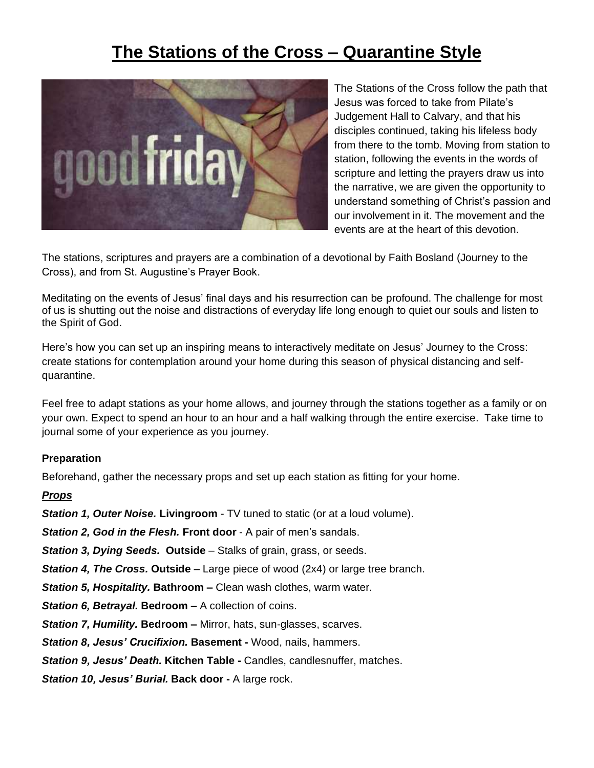# The Stations of the Cross – Quarantine Style

The Stations of the Cross follow the path that Jesus was forced to take from Pilate's Judgement Hall to Calvary, and that his disciples continued, taking his lifeless body from there to the tomb. Moving from station to station, following the events in the words of scripture and letting the prayers draw us into the narrative, we are given the opportunity to understand something of Christ's passion and our involvement in it. The movement and the events are at the heart of this devotion.

The stations, scriptures and prayers are a combination of a devotional by Faith Bosland (Journey to the Cross), and from St. Augustine's Prayer Book.

Meditating on the events of Jesus' final days and his resurrection can be profound. The challenge for most of us is shutting out the noise and distractions of everyday life long enough to quiet our souls and listen to the Spirit of God.

Here's how you can set up an inspiring means to interactively meditate on Jesus' Journey to the Cross: create stations for contemplation around your home during this season of physical distancing and self-quarantine.

Feel free to adapt stations as your home allows, and journey through the stations together as a family or on your own. Expect to spend an hour to an hour and a half walking through the entire exercise. Take time to journal some of your experience as you journey.

**Preparation**

Beforehand, gather the necessary props and set up each station as fitting for your home.

***Props***

***Station 1, Outer Noise.*** **Livingroom** - TV tuned to static (or at a loud volume).

***Station 2, God in the Flesh.*** **Front door** - A pair of men's sandals.

***Station 3, Dying Seeds.*** **Outside** – Stalks of grain, grass, or seeds.

***Station 4, The Cross.*** **Outside** – Large piece of wood (2x4) or large tree branch.

***Station 5, Hospitality.*** **Bathroom –** Clean wash clothes, warm water.

***Station 6, Betrayal.*** **Bedroom –** A collection of coins.

***Station 7, Humility.*** **Bedroom –** Mirror, hats, sun-glasses, scarves.

***Station 8, Jesus' Crucifixion.*** **Basement -** Wood, nails, hammers.

***Station 9, Jesus' Death.*** **Kitchen Table -** Candles, candlesnuffer, matches.

***Station 10, Jesus' Burial.*** **Back door -** A large rock.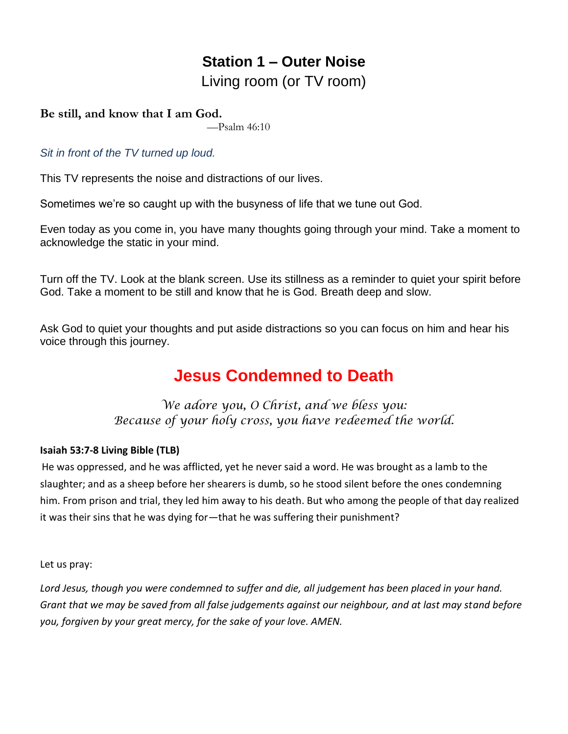## Station 1 – Outer Noise

Living room (or TV room)

**Be still, and know that I am God.**

—Psalm 46:10

*Sit in front of the TV turned up loud.*

This TV represents the noise and distractions of our lives.

Sometimes we're so caught up with the busyness of life that we tune out God.

Even today as you come in, you have many thoughts going through your mind. Take a moment to acknowledge the static in your mind.

Turn off the TV. Look at the blank screen. Use its stillness as a reminder to quiet your spirit before God. Take a moment to be still and know that he is God. Breath deep and slow.

Ask God to quiet your thoughts and put aside distractions so you can focus on him and hear his voice through this journey.

## Jesus Condemned to Death

*We adore you, O Christ, and we bless you:*
*Because of your holy cross, you have redeemed the world.*

**Isaiah 53:7-8 Living Bible (TLB)**

He was oppressed, and he was afflicted, yet he never said a word. He was brought as a lamb to the slaughter; and as a sheep before her shearers is dumb, so he stood silent before the ones condemning him. From prison and trial, they led him away to his death. But who among the people of that day realized it was their sins that he was dying for—that he was suffering their punishment?

Let us pray:

*Lord Jesus, though you were condemned to suffer and die, all judgement has been placed in your hand. Grant that we may be saved from all false judgements against our neighbour, and at last may stand before you, forgiven by your great mercy, for the sake of your love. AMEN.*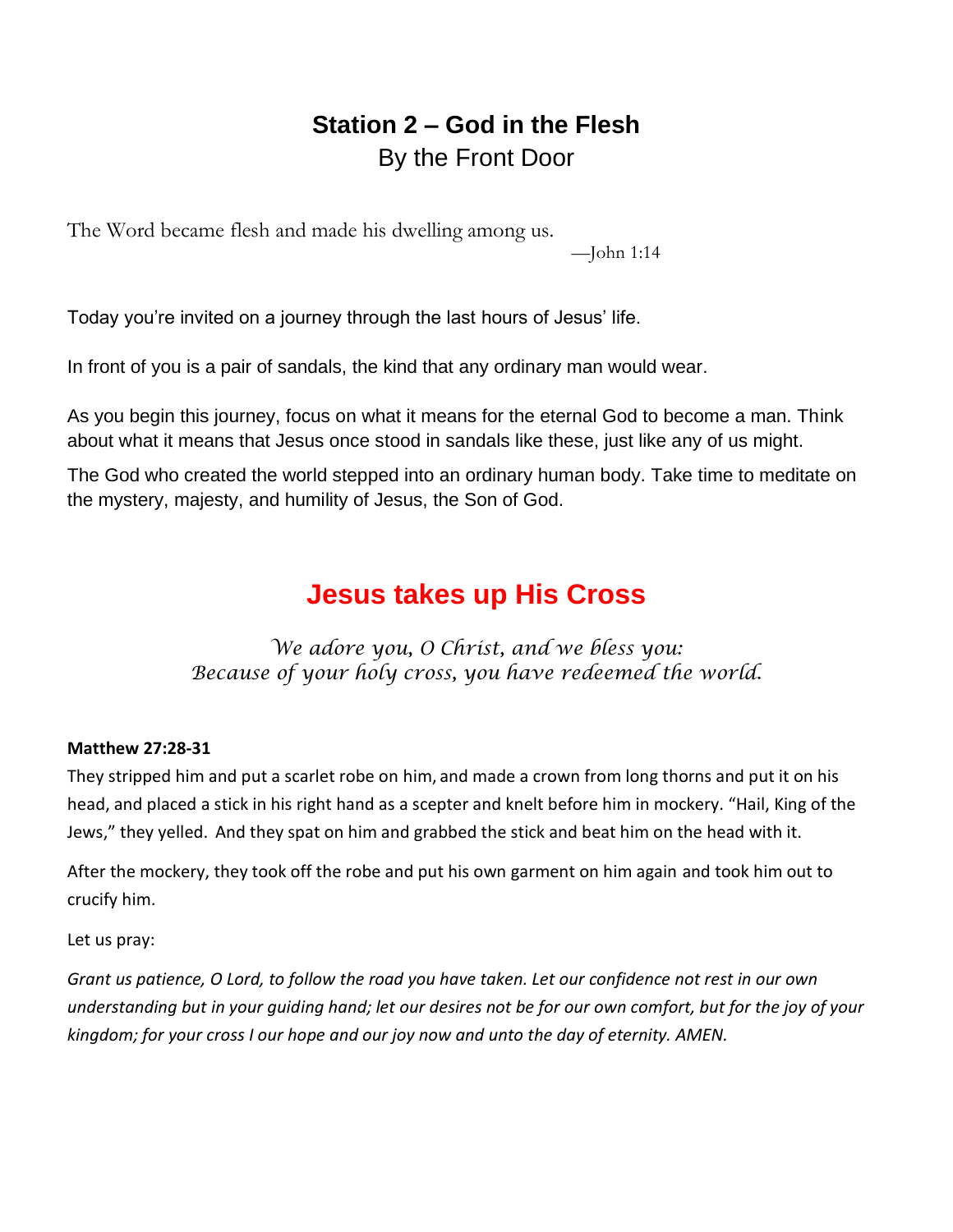# Station 2 – God in the Flesh

By the Front Door

The Word became flesh and made his dwelling among us.

—John 1:14

Today you're invited on a journey through the last hours of Jesus' life.

In front of you is a pair of sandals, the kind that any ordinary man would wear.

As you begin this journey, focus on what it means for the eternal God to become a man. Think about what it means that Jesus once stood in sandals like these, just like any of us might.

The God who created the world stepped into an ordinary human body. Take time to meditate on the mystery, majesty, and humility of Jesus, the Son of God.

## Jesus takes up His Cross

*We adore you, O Christ, and we bless you:*
*Because of your holy cross, you have redeemed the world.*

**Matthew 27:28-31**

They stripped him and put a scarlet robe on him, and made a crown from long thorns and put it on his head, and placed a stick in his right hand as a scepter and knelt before him in mockery. "Hail, King of the Jews," they yelled. And they spat on him and grabbed the stick and beat him on the head with it.

After the mockery, they took off the robe and put his own garment on him again and took him out to crucify him.

Let us pray:

*Grant us patience, O Lord, to follow the road you have taken. Let our confidence not rest in our own understanding but in your guiding hand; let our desires not be for our own comfort, but for the joy of your kingdom; for your cross I our hope and our joy now and unto the day of eternity. AMEN.*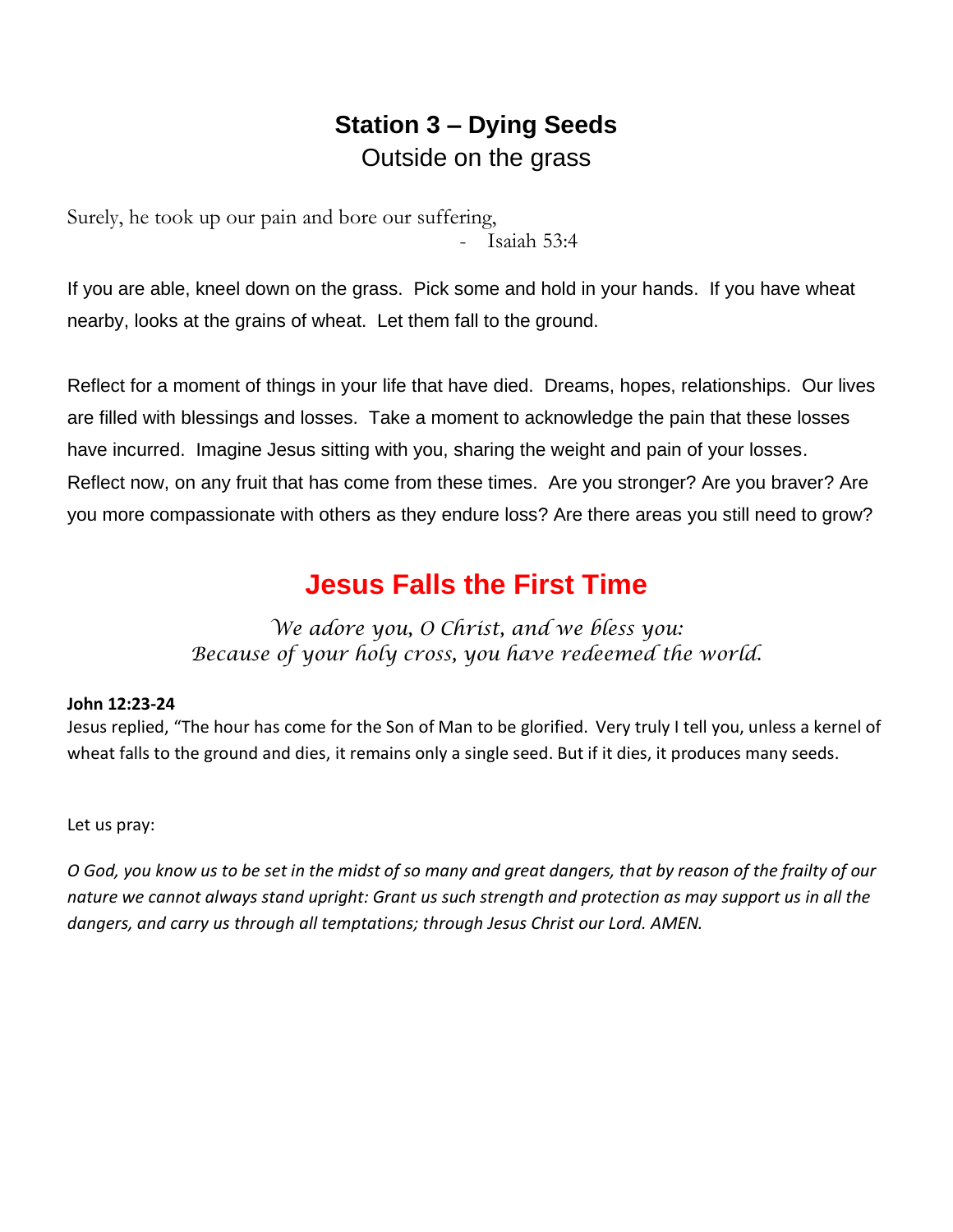## **Station 3 – Dying Seeds**

Outside on the grass

Surely, he took up our pain and bore our suffering,

- Isaiah 53:4

If you are able, kneel down on the grass. Pick some and hold in your hands. If you have wheat nearby, looks at the grains of wheat. Let them fall to the ground.

Reflect for a moment of things in your life that have died. Dreams, hopes, relationships. Our lives are filled with blessings and losses. Take a moment to acknowledge the pain that these losses have incurred. Imagine Jesus sitting with you, sharing the weight and pain of your losses. Reflect now, on any fruit that has come from these times. Are you stronger? Are you braver? Are you more compassionate with others as they endure loss? Are there areas you still need to grow?

## **Jesus Falls the First Time**

*We adore you, O Christ, and we bless you:*
*Because of your holy cross, you have redeemed the world.*

**John 12:23-24**

Jesus replied, "The hour has come for the Son of Man to be glorified. Very truly I tell you, unless a kernel of wheat falls to the ground and dies, it remains only a single seed. But if it dies, it produces many seeds.

Let us pray:

*O God, you know us to be set in the midst of so many and great dangers, that by reason of the frailty of our nature we cannot always stand upright: Grant us such strength and protection as may support us in all the dangers, and carry us through all temptations; through Jesus Christ our Lord. AMEN.*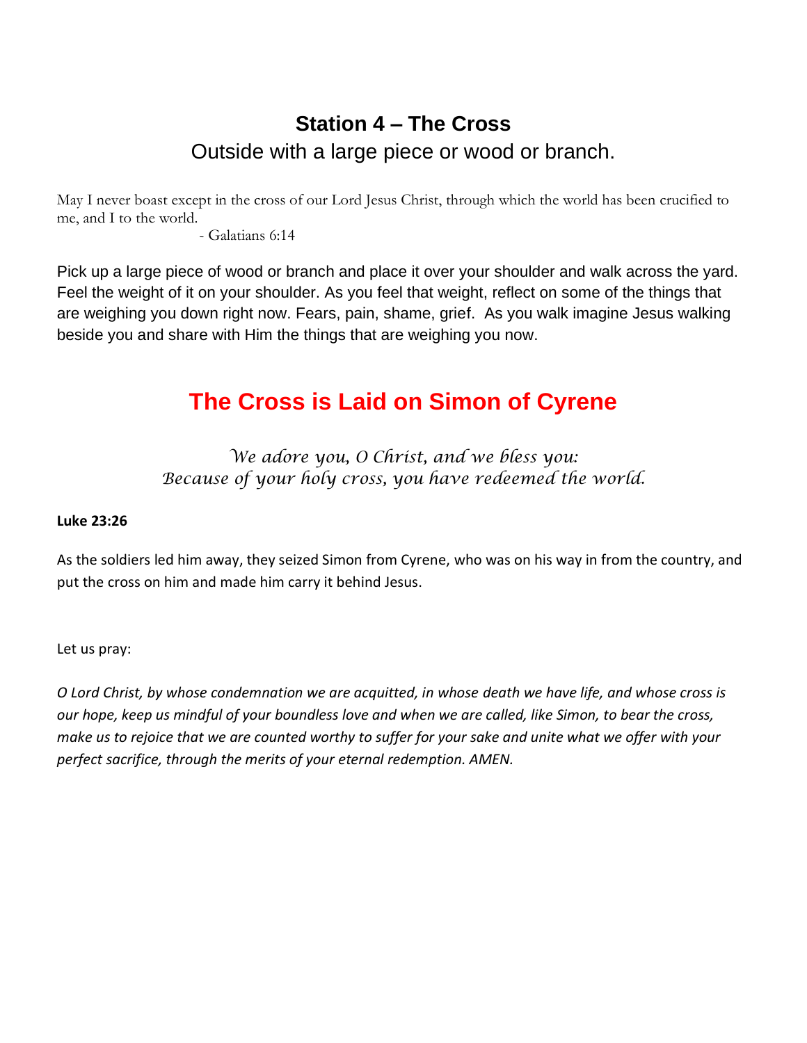## Station 4 – The Cross

Outside with a large piece or wood or branch.

May I never boast except in the cross of our Lord Jesus Christ, through which the world has been crucified to me, and I to the world.

- Galatians 6:14

Pick up a large piece of wood or branch and place it over your shoulder and walk across the yard. Feel the weight of it on your shoulder. As you feel that weight, reflect on some of the things that are weighing you down right now. Fears, pain, shame, grief. As you walk imagine Jesus walking beside you and share with Him the things that are weighing you now.

## The Cross is Laid on Simon of Cyrene

*We adore you, O Christ, and we bless you:*
*Because of your holy cross, you have redeemed the world.*

**Luke 23:26**

As the soldiers led him away, they seized Simon from Cyrene, who was on his way in from the country, and put the cross on him and made him carry it behind Jesus.

Let us pray:

*O Lord Christ, by whose condemnation we are acquitted, in whose death we have life, and whose cross is our hope, keep us mindful of your boundless love and when we are called, like Simon, to bear the cross, make us to rejoice that we are counted worthy to suffer for your sake and unite what we offer with your perfect sacrifice, through the merits of your eternal redemption. AMEN.*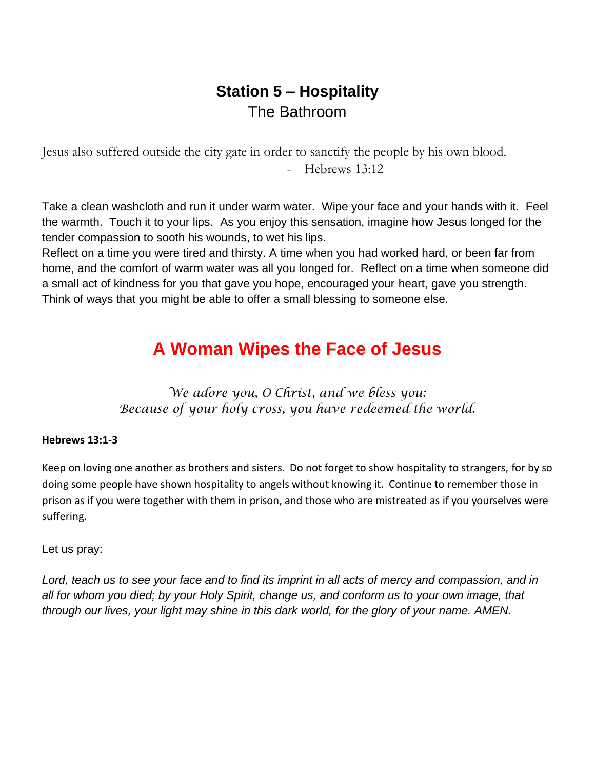# Station 5 – Hospitality

The Bathroom

Jesus also suffered outside the city gate in order to sanctify the people by his own blood.

- Hebrews 13:12

Take a clean washcloth and run it under warm water. Wipe your face and your hands with it. Feel the warmth. Touch it to your lips. As you enjoy this sensation, imagine how Jesus longed for the tender compassion to sooth his wounds, to wet his lips.

Reflect on a time you were tired and thirsty. A time when you had worked hard, or been far from home, and the comfort of warm water was all you longed for. Reflect on a time when someone did a small act of kindness for you that gave you hope, encouraged your heart, gave you strength. Think of ways that you might be able to offer a small blessing to someone else.

## A Woman Wipes the Face of Jesus

*We adore you, O Christ, and we bless you:*
*Because of your holy cross, you have redeemed the world.*

**Hebrews 13:1-3**

Keep on loving one another as brothers and sisters. Do not forget to show hospitality to strangers, for by so doing some people have shown hospitality to angels without knowing it. Continue to remember those in prison as if you were together with them in prison, and those who are mistreated as if you yourselves were suffering.

Let us pray:

*Lord, teach us to see your face and to find its imprint in all acts of mercy and compassion, and in all for whom you died; by your Holy Spirit, change us, and conform us to your own image, that through our lives, your light may shine in this dark world, for the glory of your name. AMEN.*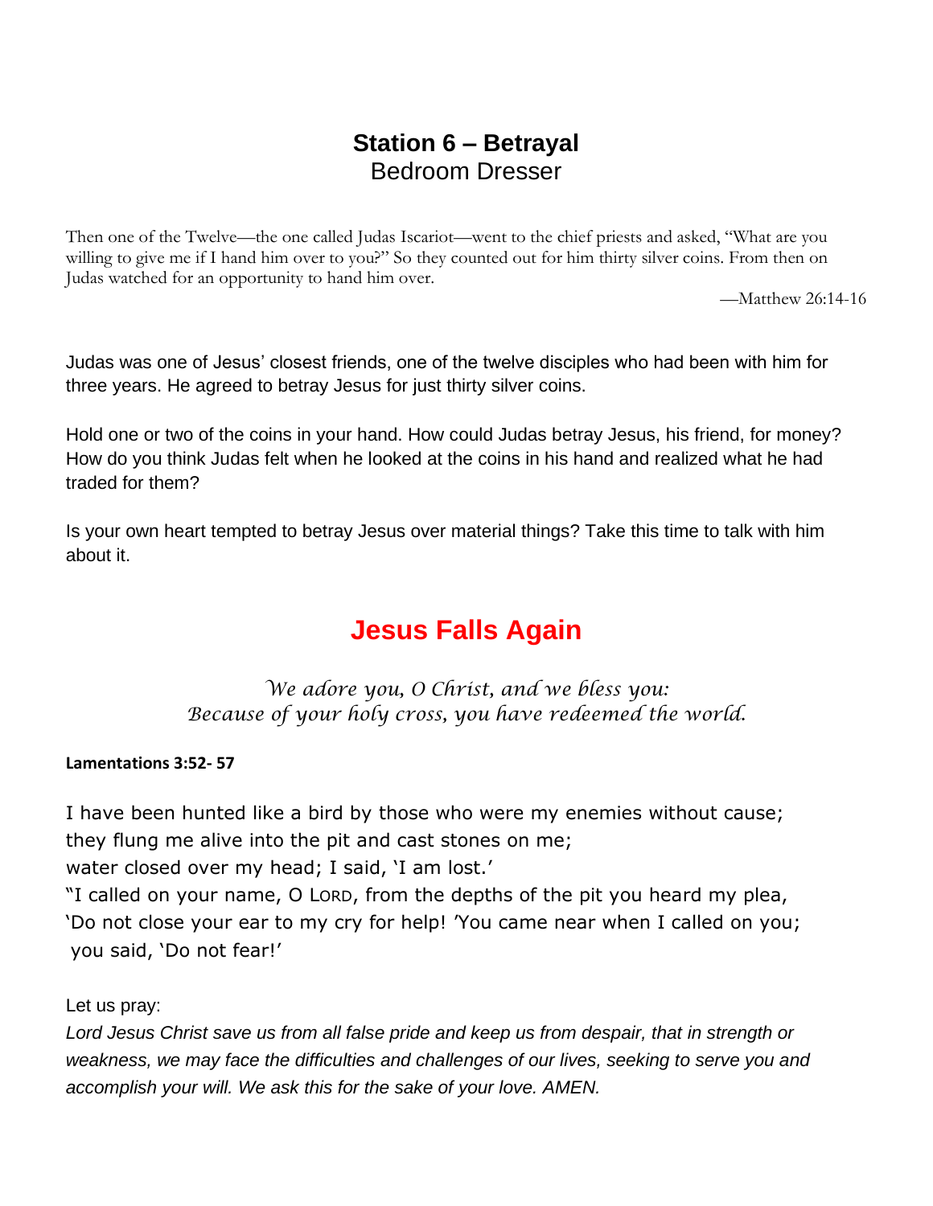## Station 6 – Betrayal

Bedroom Dresser

Then one of the Twelve—the one called Judas Iscariot—went to the chief priests and asked, "What are you willing to give me if I hand him over to you?" So they counted out for him thirty silver coins. From then on Judas watched for an opportunity to hand him over.

—Matthew 26:14-16

Judas was one of Jesus' closest friends, one of the twelve disciples who had been with him for three years. He agreed to betray Jesus for just thirty silver coins.

Hold one or two of the coins in your hand. How could Judas betray Jesus, his friend, for money? How do you think Judas felt when he looked at the coins in his hand and realized what he had traded for them?

Is your own heart tempted to betray Jesus over material things? Take this time to talk with him about it.

## Jesus Falls Again

*We adore you, O Christ, and we bless you:*
*Because of your holy cross, you have redeemed the world.*

**Lamentations 3:52- 57**

I have been hunted like a bird by those who were my enemies without cause;
they flung me alive into the pit and cast stones on me;
water closed over my head; I said, 'I am lost.'
"I called on your name, O LORD, from the depths of the pit you heard my plea,
'Do not close your ear to my cry for help! 'You came near when I called on you;
you said, 'Do not fear!'

Let us pray:

*Lord Jesus Christ save us from all false pride and keep us from despair, that in strength or weakness, we may face the difficulties and challenges of our lives, seeking to serve you and accomplish your will. We ask this for the sake of your love. AMEN.*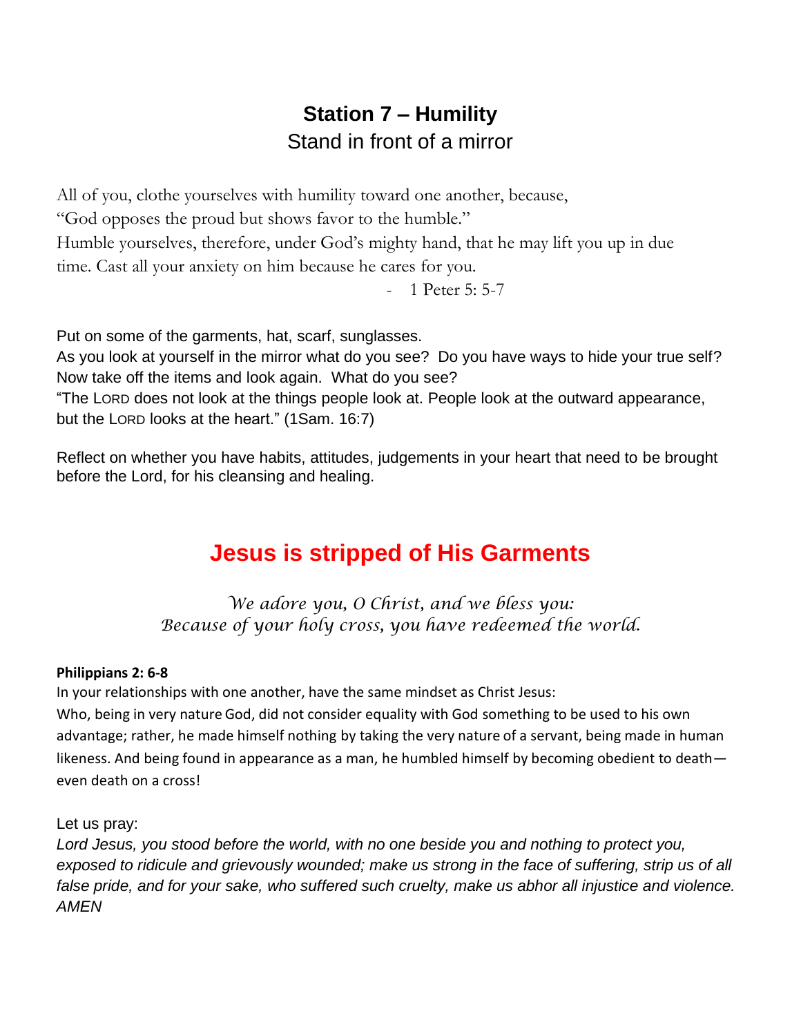# Station 7 – Humility

Stand in front of a mirror

All of you, clothe yourselves with humility toward one another, because,
"God opposes the proud but shows favor to the humble."
Humble yourselves, therefore, under God's mighty hand, that he may lift you up in due time. Cast all your anxiety on him because he cares for you.

- 1 Peter 5: 5-7

Put on some of the garments, hat, scarf, sunglasses.
As you look at yourself in the mirror what do you see? Do you have ways to hide your true self?
Now take off the items and look again. What do you see?
"The LORD does not look at the things people look at. People look at the outward appearance, but the LORD looks at the heart." (1Sam. 16:7)

Reflect on whether you have habits, attitudes, judgements in your heart that need to be brought before the Lord, for his cleansing and healing.

## Jesus is stripped of His Garments

*We adore you, O Christ, and we bless you:*
*Because of your holy cross, you have redeemed the world.*

**Philippians 2: 6-8**

In your relationships with one another, have the same mindset as Christ Jesus:
Who, being in very nature God, did not consider equality with God something to be used to his own advantage; rather, he made himself nothing by taking the very nature of a servant, being made in human likeness. And being found in appearance as a man, he humbled himself by becoming obedient to death—even death on a cross!

Let us pray:

*Lord Jesus, you stood before the world, with no one beside you and nothing to protect you, exposed to ridicule and grievously wounded; make us strong in the face of suffering, strip us of all false pride, and for your sake, who suffered such cruelty, make us abhor all injustice and violence. AMEN*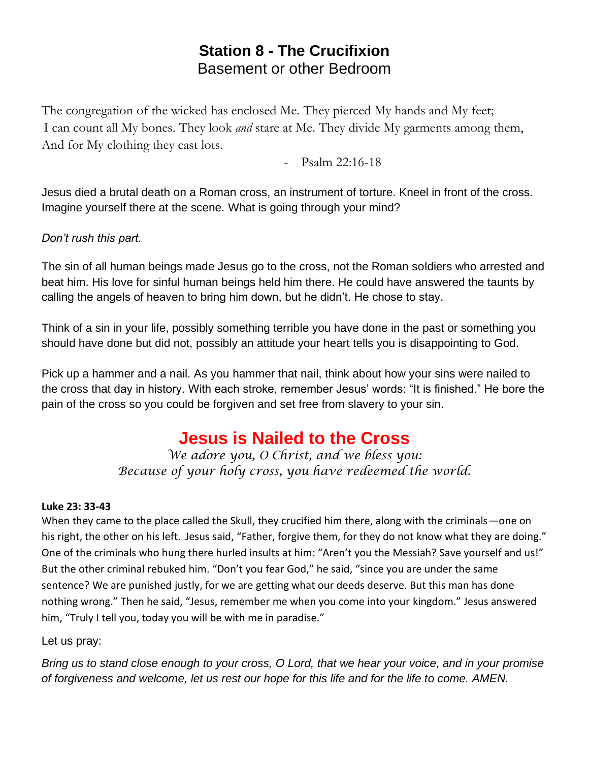# Station 8 - The Crucifixion

Basement or other Bedroom

The congregation of the wicked has enclosed Me. They pierced My hands and My feet;
I can count all My bones. They look *and* stare at Me. They divide My garments among them,
And for My clothing they cast lots.

- Psalm 22:16-18

Jesus died a brutal death on a Roman cross, an instrument of torture. Kneel in front of the cross. Imagine yourself there at the scene. What is going through your mind?

*Don't rush this part.*

The sin of all human beings made Jesus go to the cross, not the Roman soldiers who arrested and beat him. His love for sinful human beings held him there. He could have answered the taunts by calling the angels of heaven to bring him down, but he didn't. He chose to stay.

Think of a sin in your life, possibly something terrible you have done in the past or something you should have done but did not, possibly an attitude your heart tells you is disappointing to God.

Pick up a hammer and a nail. As you hammer that nail, think about how your sins were nailed to the cross that day in history. With each stroke, remember Jesus' words: "It is finished." He bore the pain of the cross so you could be forgiven and set free from slavery to your sin.

## Jesus is Nailed to the Cross

*We adore you, O Christ, and we bless you:*
*Because of your holy cross, you have redeemed the world.*

**Luke 23: 33-43**

When they came to the place called the Skull, they crucified him there, along with the criminals—one on his right, the other on his left. Jesus said, "Father, forgive them, for they do not know what they are doing." One of the criminals who hung there hurled insults at him: "Aren't you the Messiah? Save yourself and us!" But the other criminal rebuked him. "Don't you fear God," he said, "since you are under the same sentence? We are punished justly, for we are getting what our deeds deserve. But this man has done nothing wrong." Then he said, "Jesus, remember me when you come into your kingdom." Jesus answered him, "Truly I tell you, today you will be with me in paradise."

Let us pray:

*Bring us to stand close enough to your cross, O Lord, that we hear your voice, and in your promise of forgiveness and welcome, let us rest our hope for this life and for the life to come. AMEN.*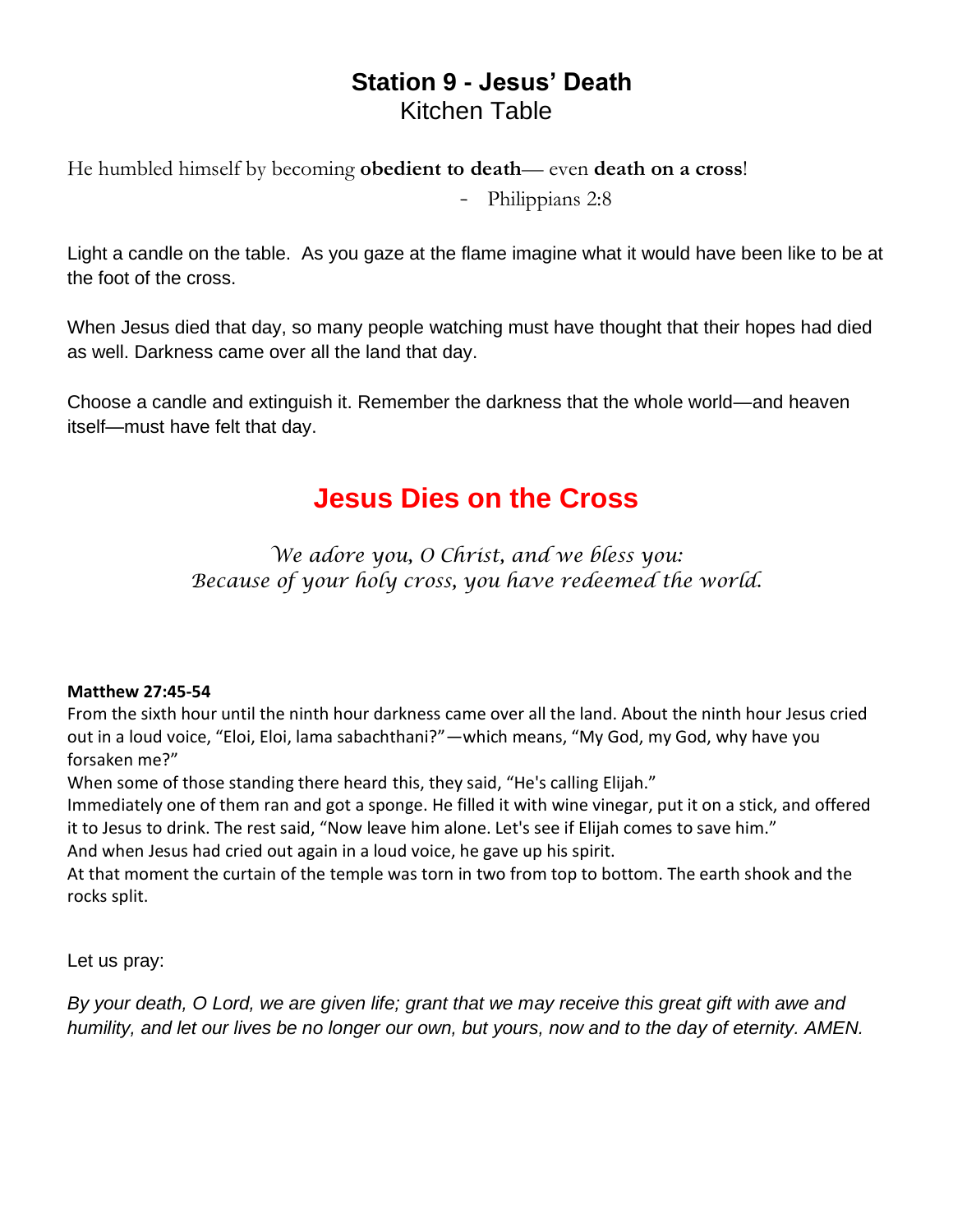# Station 9 - Jesus' Death

Kitchen Table

He humbled himself by becoming **obedient to death**— even **death on a cross**!

- Philippians 2:8

Light a candle on the table. As you gaze at the flame imagine what it would have been like to be at the foot of the cross.

When Jesus died that day, so many people watching must have thought that their hopes had died as well. Darkness came over all the land that day.

Choose a candle and extinguish it. Remember the darkness that the whole world—and heaven itself—must have felt that day.

## Jesus Dies on the Cross

*We adore you, O Christ, and we bless you:*
*Because of your holy cross, you have redeemed the world.*

**Matthew 27:45-54**

From the sixth hour until the ninth hour darkness came over all the land. About the ninth hour Jesus cried out in a loud voice, "Eloi, Eloi, lama sabachthani?"—which means, "My God, my God, why have you forsaken me?"

When some of those standing there heard this, they said, "He's calling Elijah."

Immediately one of them ran and got a sponge. He filled it with wine vinegar, put it on a stick, and offered it to Jesus to drink. The rest said, "Now leave him alone. Let's see if Elijah comes to save him."

And when Jesus had cried out again in a loud voice, he gave up his spirit.

At that moment the curtain of the temple was torn in two from top to bottom. The earth shook and the rocks split.

Let us pray:

*By your death, O Lord, we are given life; grant that we may receive this great gift with awe and humility, and let our lives be no longer our own, but yours, now and to the day of eternity. AMEN.*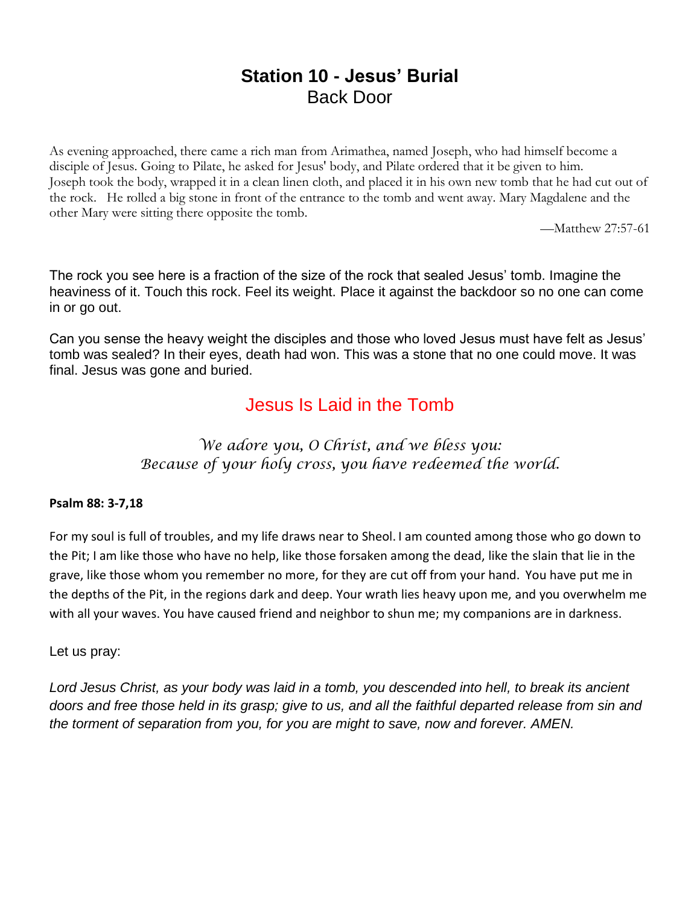# Station 10 - Jesus' Burial

Back Door

As evening approached, there came a rich man from Arimathea, named Joseph, who had himself become a disciple of Jesus. Going to Pilate, he asked for Jesus' body, and Pilate ordered that it be given to him. Joseph took the body, wrapped it in a clean linen cloth, and placed it in his own new tomb that he had cut out of the rock. He rolled a big stone in front of the entrance to the tomb and went away. Mary Magdalene and the other Mary were sitting there opposite the tomb.

—Matthew 27:57-61

The rock you see here is a fraction of the size of the rock that sealed Jesus' tomb. Imagine the heaviness of it. Touch this rock. Feel its weight. Place it against the backdoor so no one can come in or go out.

Can you sense the heavy weight the disciples and those who loved Jesus must have felt as Jesus' tomb was sealed? In their eyes, death had won. This was a stone that no one could move. It was final. Jesus was gone and buried.

## Jesus Is Laid in the Tomb

*We adore you, O Christ, and we bless you:*
*Because of your holy cross, you have redeemed the world.*

**Psalm 88: 3-7,18**

For my soul is full of troubles, and my life draws near to Sheol. I am counted among those who go down to the Pit; I am like those who have no help, like those forsaken among the dead, like the slain that lie in the grave, like those whom you remember no more, for they are cut off from your hand. You have put me in the depths of the Pit, in the regions dark and deep. Your wrath lies heavy upon me, and you overwhelm me with all your waves. You have caused friend and neighbor to shun me; my companions are in darkness.

Let us pray:

*Lord Jesus Christ, as your body was laid in a tomb, you descended into hell, to break its ancient doors and free those held in its grasp; give to us, and all the faithful departed release from sin and the torment of separation from you, for you are might to save, now and forever. AMEN.*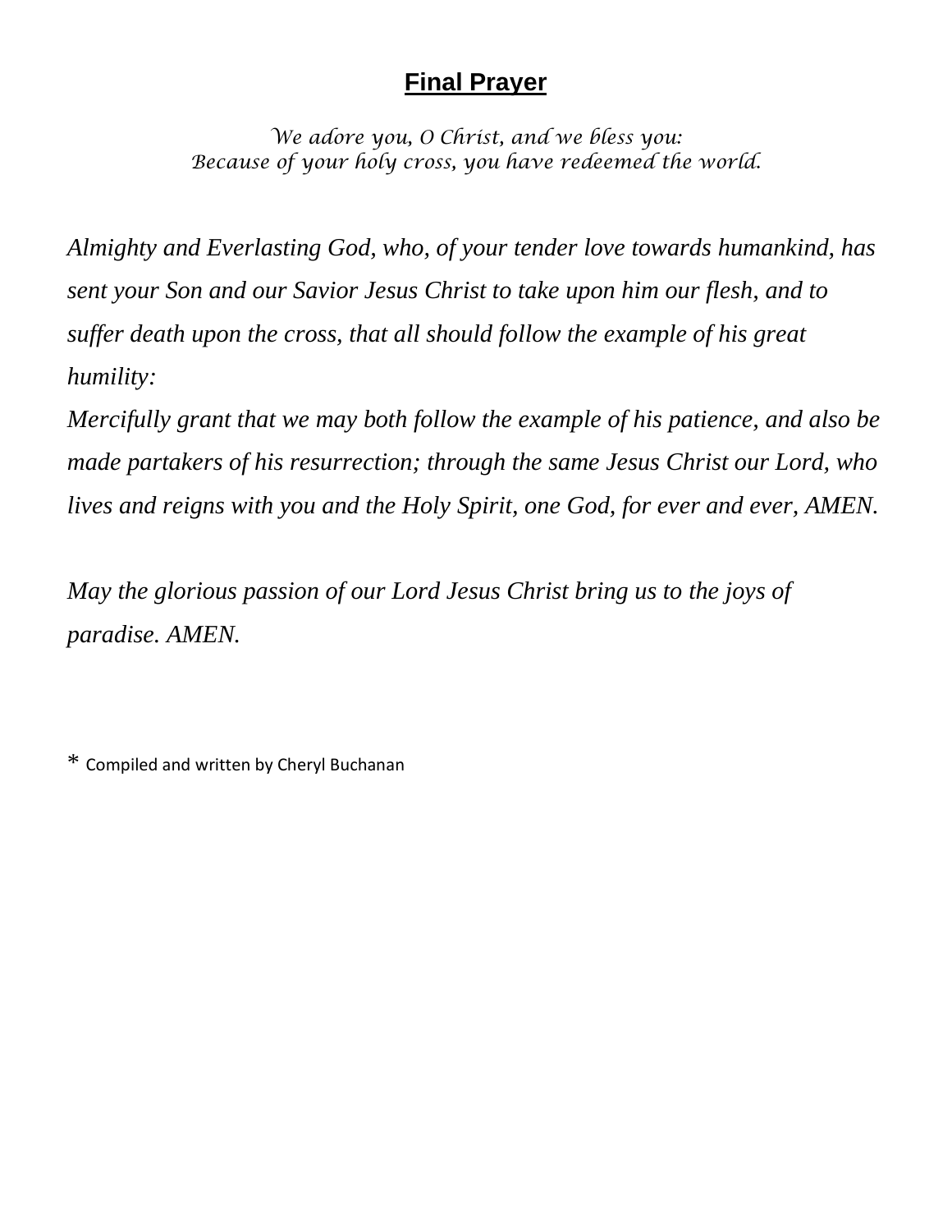# Final Prayer

*We adore you, O Christ, and we bless you:*
*Because of your holy cross, you have redeemed the world.*

*Almighty and Everlasting God, who, of your tender love towards humankind, has sent your Son and our Savior Jesus Christ to take upon him our flesh, and to suffer death upon the cross, that all should follow the example of his great humility:*
*Mercifully grant that we may both follow the example of his patience, and also be made partakers of his resurrection; through the same Jesus Christ our Lord, who lives and reigns with you and the Holy Spirit, one God, for ever and ever, AMEN.*

*May the glorious passion of our Lord Jesus Christ bring us to the joys of paradise. AMEN.*

* Compiled and written by Cheryl Buchanan